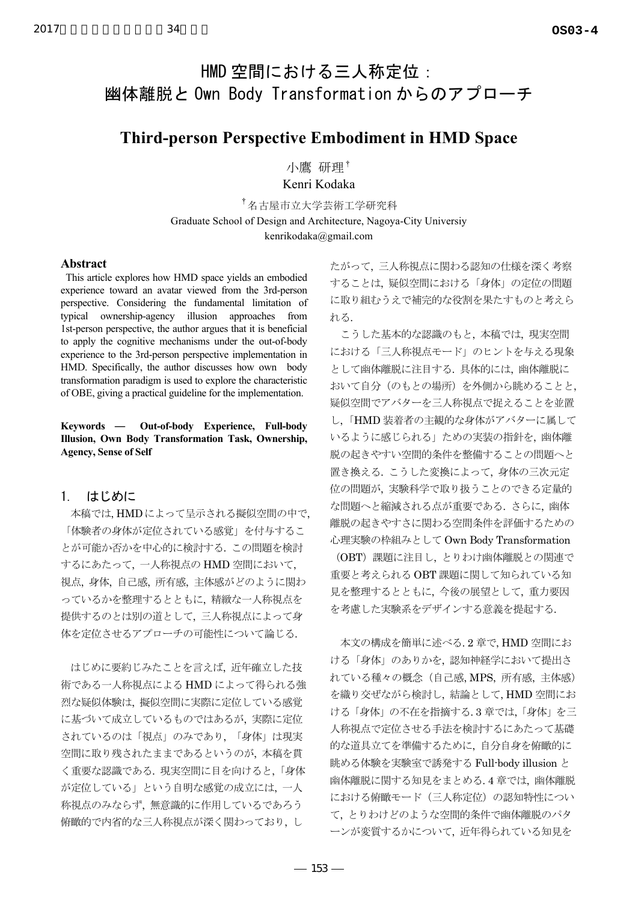# HMD 空間における三人称定位：幽体離脱と Own Body Transformation からのアプローチ

# Third-person Perspective Embodiment in HMD Space

小鷹 研理[†]
Kenri Kodaka

[†]名古屋市立大学芸術工学研究科
Graduate School of Design and Architecture, Nagoya-City Universiy
kenrikodaka@gmail.com

## Abstract

This article explores how HMD space yields an embodied experience toward an avatar viewed from the 3rd-person perspective. Considering the fundamental limitation of typical ownership-agency illusion approaches from 1st-person perspective, the author argues that it is beneficial to apply the cognitive mechanisms under the out-of-body experience to the 3rd-person perspective implementation in HMD. Specifically, the author discusses how own body transformation paradigm is used to explore the characteristic of OBE, giving a practical guideline for the implementation.

**Keywords ― Out-of-body Experience, Full-body Illusion, Own Body Transformation Task, Ownership, Agency, Sense of Self**

## 1. はじめに

本稿では, HMD によって呈示される擬似空間の中で,「体験者の身体が定位されている感覚」を付与することが可能か否かを中心的に検討する．この問題を検討するにあたって，一人称視点の HMD 空間において，視点，身体，自己感，所有感，主体感がどのように関わっているかを整理するとともに，精緻な一人称視点を提供するのとは別の道として，三人称視点によって身体を定位させるアプローチの可能性について論じる．

はじめに要約じみたことを言えば，近年確立した技術である一人称視点による HMD によって得られる強烈な疑似体験は，擬似空間に実際に定位している感覚に基づいて成立しているものではあるが，実際に定位されているのは「視点」のみであり，「身体」は現実空間に取り残されたままであるというのが，本稿を貫く重要な認識である．現実空間に目を向けると,「身体が定位している」という自明な感覚の成立には，一人称視点のみならず，無意識的に作用しているであろう俯瞰的で内省的な三人称視点が深く関わっており，したがって，三人称視点に関わる認知の仕様を深く考察することは，疑似空間における「身体」の定位の問題に取り組むうえで補完的な役割を果たすものと考えられる．

こうした基本的な認識のもと，本稿では，現実空間における「三人称視点モード」のヒントを与える現象として幽体離脱に注目する．具体的には，幽体離脱において自分（のもとの場所）を外側から眺めることと，疑似空間でアバターを三人称視点で捉えることを並置し,「HMD 装着者の主観的な身体がアバターに属しているように感じられる」ための実装の指針を，幽体離脱の起きやすい空間的条件を整備することの問題へと置き換える．こうした変換によって，身体の三次元定位の問題が，実験科学で取り扱うことのできる定量的な問題へと縮減される点が重要である．さらに，幽体離脱の起きやすさに関わる空間条件を評価するための心理実験の枠組みとして Own Body Transformation（OBT）課題に注目し，とりわけ幽体離脱との関連で重要と考えられる OBT 課題に関して知られている知見を整理するとともに，今後の展望として，重力要因を考慮した実験系をデザインする意義を提起する．

本文の構成を簡単に述べる．2 章で, HMD 空間における「身体」のありかを，認知神経学において提出されている種々の概念（自己感, MPS, 所有感，主体感）を織り交ぜながら検討し，結論として, HMD 空間における「身体」の不在を指摘する．3 章では,「身体」を三人称視点で定位させる手法を検討するにあたって基礎的な道具立てを準備するために，自分自身を俯瞰的に眺める体験を実験室で誘発する Full-body illusion と幽体離脱に関する知見をまとめる．4 章では，幽体離脱における俯瞰モード（三人称定位）の認知特性について，とりわけどのような空間的条件で幽体離脱のパターンが変質するかについて，近年得られている知見を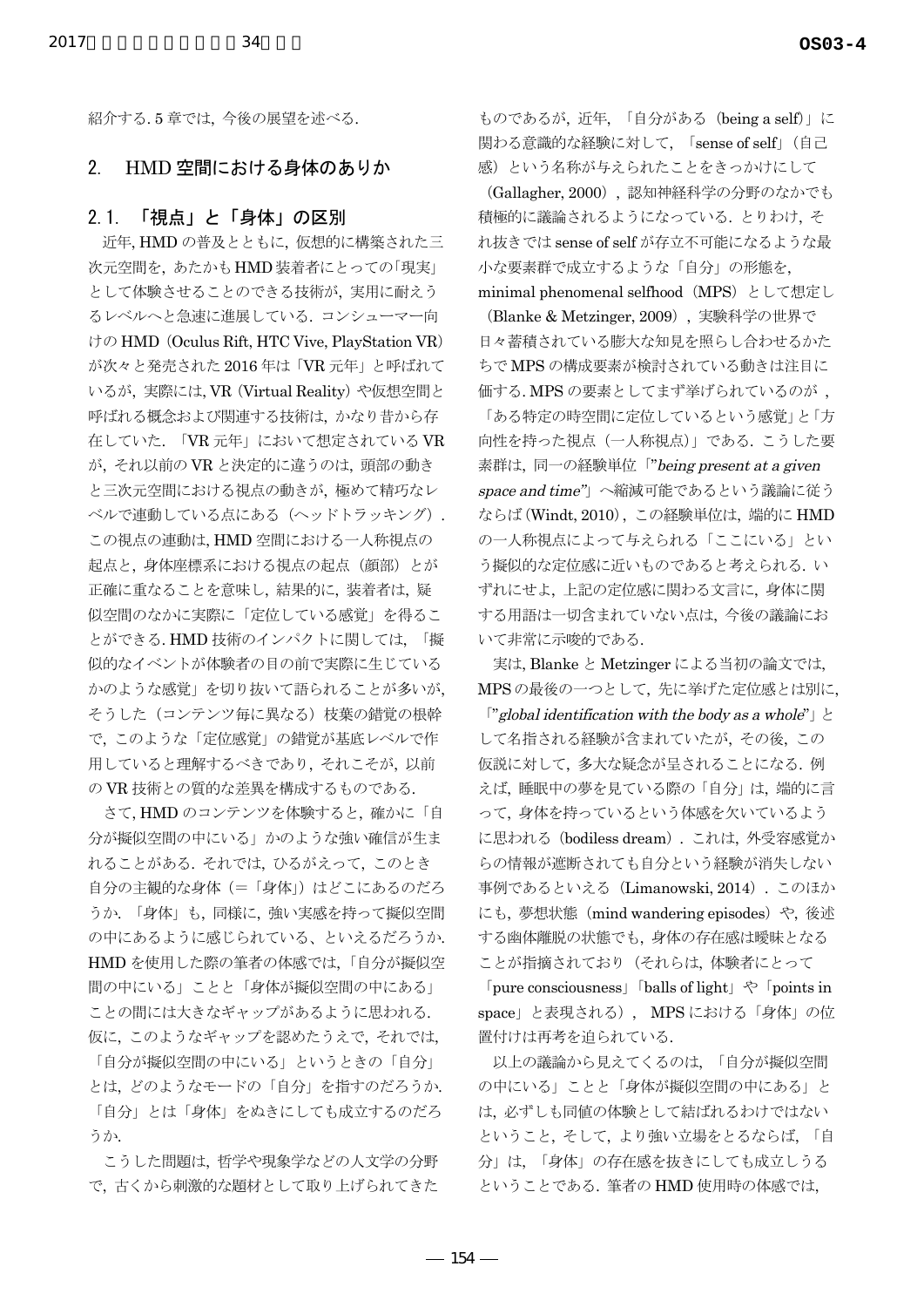紹介する. 5 章では, 今後の展望を述べる.

## 2. HMD 空間における身体のありか

### 2.1. 「視点」と「身体」の区別

近年, HMD の普及とともに, 仮想的に構築された三次元空間を, あたかも HMD 装着者にとっての「現実」として体験させることのできる技術が, 実用に耐えうるレベルへと急速に進展している. コンシューマー向けの HMD (Oculus Rift, HTC Vive, PlayStation VR) が次々と発売された 2016 年は「VR 元年」と呼ばれているが, 実際には, VR (Virtual Reality) や仮想空間と呼ばれる概念および関連する技術は, かなり昔から存在していた. 「VR 元年」において想定されている VR が, それ以前の VR と決定的に違うのは, 頭部の動きと三次元空間における視点の動きが, 極めて精巧なレベルで連動している点にある (ヘッドトラッキング). この視点の連動は, HMD 空間における一人称視点の起点と, 身体座標系における視点の起点 (顔部) とが正確に重なることを意味し, 結果的に, 装着者は, 疑似空間のなかに実際に「定位している感覚」を得ることができる. HMD 技術のインパクトに関しては, 「擬似的なイベントが体験者の目の前で実際に生じているかのような感覚」を切り抜いて語られることが多いが, そうした (コンテンツ毎に異なる) 枝葉の錯覚の根幹で, このような「定位感覚」の錯覚が基底レベルで作用していると理解するべきであり, それこそが, 以前の VR 技術との質的な差異を構成するものである.

さて, HMD のコンテンツを体験すると, 確かに「自分が擬似空間の中にいる」かのような強い確信が生まれることがある. それでは, ひるがえって, このとき自分の主観的な身体 (=「身体」) はどこにあるのだろうか. 「身体」も, 同様に, 強い実感を持って擬似空間の中にあるように感じられている、といえるだろうか. HMD を使用した際の筆者の体感では,「自分が擬似空間の中にいる」ことと「身体が擬似空間の中にある」ことの間には大きなギャップがあるように思われる. 仮に, このようなギャップを認めたうえで, それでは, 「自分が擬似空間の中にいる」というときの「自分」とは, どのようなモードの「自分」を指すのだろうか. 「自分」とは「身体」をぬきにしても成立するのだろうか.

こうした問題は, 哲学や現象学などの人文学の分野で, 古くから刺激的な題材として取り上げられてきたものであるが, 近年, 「自分がある (being a self)」に関わる意識的な経験に対して, 「sense of self」(自己感) という名称が与えられたことをきっかけにして (Gallagher, 2000) , 認知神経科学の分野のなかでも積極的に議論されるようになっている. とりわけ, それ抜きでは sense of self が存立不可能になるような最小な要素群で成立するような「自分」の形態を, minimal phenomenal selfhood (MPS) として想定し (Blanke & Metzinger, 2009) , 実験科学の世界で日々蓄積されている膨大な知見を照らし合わせるかたちで MPS の構成要素が検討されている動きは注目に価する. MPS の要素としてまず挙げられているのが , 「ある特定の時空間に定位しているという感覚」と「方向性を持った視点 (一人称視点)」である. こうした要素群は, 同一の経験単位「"*being present at a given space and time*"」へ縮減可能であるという議論に従うならば (Windt, 2010) , この経験単位は, 端的に HMD の一人称視点によって与えられる「ここにいる」という擬似的な定位感に近いものであると考えられる. いずれにせよ, 上記の定位感に関わる文言に, 身体に関する用語は一切含まれていない点は, 今後の議論において非常に示唆的である.

実は, Blanke と Metzinger による当初の論文では, MPS の最後の一つとして, 先に挙げた定位感とは別に, 「"*global identification with the body as a whole*"」として名指される経験が含まれていたが, その後, この仮説に対して, 多大な疑念が呈されることになる. 例えば, 睡眠中の夢を見ている際の「自分」は, 端的に言って, 身体を持っているという体感を欠いているように思われる (bodiless dream) . これは, 外受容感覚からの情報が遮断されても自分という経験が消失しない事例であるといえる (Limanowski, 2014) . このほかにも, 夢想状態 (mind wandering episodes) や, 後述する幽体離脱の状態でも, 身体の存在感は曖昧となることが指摘されており (それらは, 体験者にとって「pure consciousness」「balls of light」や「points in space」と表現される) , MPS における「身体」の位置付けは再考を迫られている.

以上の議論から見えてくるのは, 「自分が擬似空間の中にいる」ことと「身体が擬似空間の中にある」とは, 必ずしも同値の体験として結ばれるわけではないということ, そして, より強い立場をとるならば, 「自分」は, 「身体」の存在感を抜きにしても成立しうるということである. 筆者の HMD 使用時の体感では,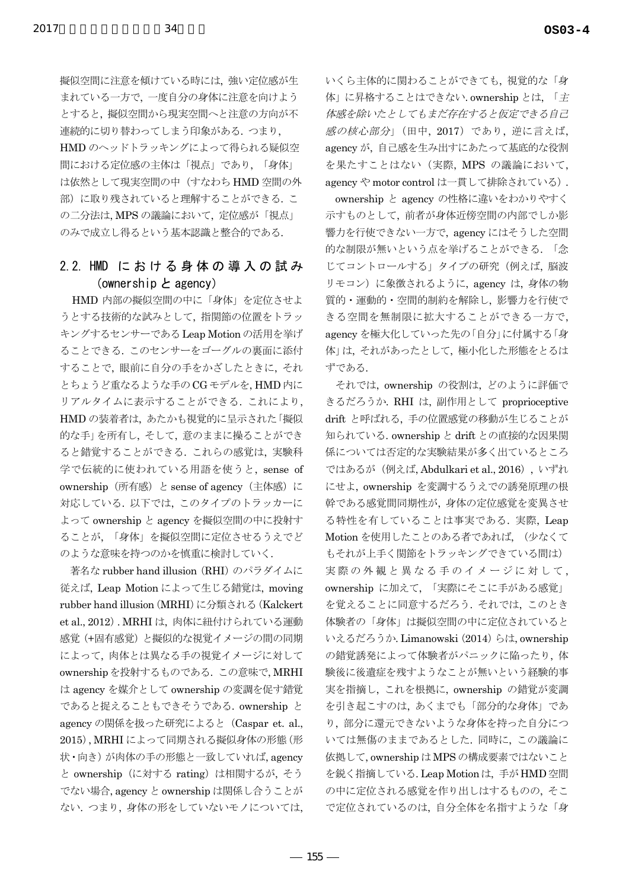擬似空間に注意を傾けている時には，強い定位感が生まれている一方で，一度自分の身体に注意を向けようとすると，擬似空間から現実空間へと注意の方向が不連続的に切り替わってしまう印象がある．つまり，HMD のヘッドトラッキングによって得られる疑似空間における定位感の主体は「視点」であり，「身体」は依然として現実空間の中（すなわち HMD 空間の外部）に取り残されていると理解することができる．この二分法は，MPS の議論において，定位感が「視点」のみで成立し得るという基本認識と整合的である．

## 2.2. HMD における身体の導入の試み（ownership と agency）

HMD 内部の擬似空間の中に「身体」を定位させようとする技術的な試みとして，指関節の位置をトラッキングするセンサーである Leap Motion の活用を挙げることできる．このセンサーをゴーグルの裏面に添付することで，眼前に自分の手をかざしたときに，それとちょうど重なるような手の CG モデルを，HMD 内にリアルタイムに表示することができる．これにより，HMD の装着者は，あたかも視覚的に呈示された「擬似的な手」を所有し，そして，意のままに操ることができると錯覚することができる．これらの感覚は，実験科学で伝統的に使われている用語を使うと，sense of ownership（所有感）と sense of agency（主体感）に対応している．以下では，このタイプのトラッカーによって ownership と agency を擬似空間の中に投射することが，「身体」を擬似空間に定位させるうえでどのような意味を持つのかを慎重に検討していく．

著名な rubber hand illusion (RHI) のパラダイムに従えば，Leap Motion によって生じる錯覚は，moving rubber hand illusion (MRHI) に分類される (Kalckert et al., 2012)．MRHI は，肉体に紐付けられている運動感覚 (+固有感覚) と擬似的な視覚イメージの間の同期によって，肉体とは異なる手の視覚イメージに対して ownership を投射するものである．この意味で，MRHI は agency を媒介として ownership の変調を促す錯覚であると捉えることもできそうである．ownership と agency の関係を扱った研究によると（Caspar et. al., 2015)，MRHI によって同期される擬似身体の形態（形状・向き）が肉体の手の形態と一致していれば，agency と ownership（に対する rating）は相関するが，そうでない場合，agency と ownership は関係し合うことがない．つまり，身体の形をしていないモノについては，いくら主体的に関わることができても，視覚的な「身体」に昇格することはできない．ownership とは，「*主体感を除いたとしてもまだ存在すると仮定できる自己感の核心部分*」（田中，2017）であり，逆に言えば，agency が，自己感を生み出すにあたって基底的な役割を果たすことはない（実際，MPS の議論において，agency や motor control は一貫して排除されている）．

ownership と agency の性格に違いをわかりやすく示すものとして，前者が身体近傍空間の内部でしか影響力を行使できない一方で，agency にはそうした空間的な制限が無いという点を挙げることができる．「念じてコントロールする」タイプの研究（例えば，脳波リモコン）に象徴されるように，agency は，身体の物質的・運動的・空間的制約を解除し，影響力を行使できる空間を無制限に拡大することができる一方で，agency を極大化していった先の「自分」に付属する「身体」は，それがあったとして，極小化した形態をとるはずである．

それでは，ownership の役割は，どのように評価できるだろうか．RHI は，副作用として proprioceptive drift と呼ばれる，手の位置感覚の移動が生じることが知られている．ownership と drift との直接的な因果関係については否定的な実験結果が多く出ているところではあるが（例えば，Abdulkari et al., 2016），いずれにせよ，ownership を変調するうえでの誘発原理の根幹である感覚間同期性が，身体の定位感覚を変異させる特性を有していることは事実である．実際，Leap Motion を使用したことのある者であれば，（少なくてもそれが上手く関節をトラッキングできている間は）実際の外観と異なる手のイメージに対して，ownership に加えて，「実際にそこに手がある感覚」を覚えることに同意するだろう．それでは，このとき体験者の「身体」は擬似空間の中に定位されているといえるだろうか．Limanowski (2014) らは，ownership の錯覚誘発によって体験者がパニックに陥ったり，体験後に後遺症を残すようなことが無いという経験的事実を指摘し，これを根拠に，ownership の錯覚が変調を引き起こすのは，あくまでも「部分的な身体」であり，部分に還元できないような身体を持った自分については無傷のままであるとした．同時に，この議論に依拠して，ownership は MPS の構成要素ではないことを鋭く指摘している．Leap Motion は，手が HMD 空間の中に定位される感覚を作り出しはするものの，そこで定位されているのは，自分全体を名指すような「身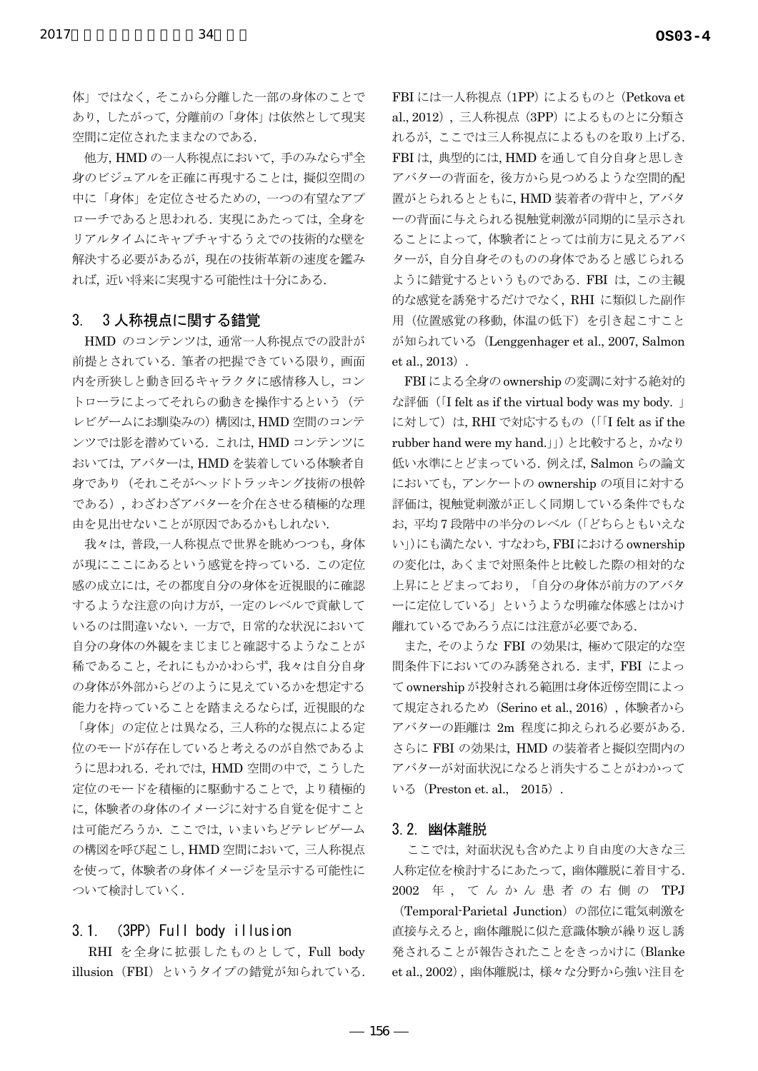体」ではなく，そこから分離した一部の身体のことであり，したがって，分離前の「身体」は依然として現実空間に定位されたままなのである．

他方，HMD の一人称視点において，手のみならず全身のビジュアルを正確に再現することは，擬似空間の中に「身体」を定位させるための，一つの有望なアプローチであると思われる．実現にあたっては，全身をリアルタイムにキャプチャするうえでの技術的な壁を解決する必要があるが，現在の技術革新の速度を鑑みれば，近い将来に実現する可能性は十分にある．

## 3. 3 人称視点に関する錯覚

HMD のコンテンツは，通常一人称視点での設計が前提とされている．筆者の把握できている限り，画面内を所狭しと動き回るキャラクタに感情移入し，コントローラによってそれらの動きを操作するという（テレビゲームにお馴染みの）構図は，HMD 空間のコンテンツでは影を潜めている．これは，HMD コンテンツにおいては，アバターは，HMD を装着している体験者自身であり（それこそがヘッドトラッキング技術の根幹である），わざわざアバターを介在させる積極的な理由を見出せないことが原因であるかもしれない．

我々は，普段,一人称視点で世界を眺めつつも，身体が現にここにあるという感覚を持っている．この定位感の成立には，その都度自分の身体を近視眼的に確認するような注意の向け方が，一定のレベルで貢献しているのは間違いない．一方で，日常的な状況において自分の身体の外観をまじまじと確認するようなことが稀であること，それにもかかわらず，我々は自分自身の身体が外部からどのように見えているかを想定する能力を持っていることを踏まえるならば，近視眼的な「身体」の定位とは異なる，三人称的な視点による定位のモードが存在していると考えるのが自然であるように思われる．それでは，HMD 空間の中で，こうした定位のモードを積極的に駆動することで，より積極的に，体験者の身体のイメージに対する自覚を促すことは可能だろうか．ここでは，いまいちどテレビゲームの構図を呼び起こし，HMD 空間において，三人称視点を使って，体験者の身体イメージを呈示する可能性について検討していく．

### 3.1. （3PP）Full body illusion

RHI を全身に拡張したものとして，Full body illusion（FBI）というタイプの錯覚が知られている．FBI には一人称視点（1PP）によるものと（Petkova et al., 2012），三人称視点（3PP）によるものとに分類されるが，ここでは三人称視点によるものを取り上げる．FBI は，典型的には，HMD を通して自分自身と思しきアバターの背面を，後方から見つめるような空間的配置がとられるとともに，HMD 装着者の背中と，アバターの背面に与えられる視触覚刺激が同期的に呈示されることによって，体験者にとっては前方に見えるアバターが，自分自身そのものの身体であると感じられるように錯覚するというものである．FBI は，この主観的な感覚を誘発するだけでなく，RHI に類似した副作用（位置感覚の移動，体温の低下）を引き起こすことが知られている（Lenggenhager et al., 2007, Salmon et al., 2013）．

FBI による全身の ownership の変調に対する絶対的な評価（「I felt as if the virtual body was my body. 」に対して）は，RHI で対応するもの（「「I felt as if the rubber hand were my hand.」」）と比較すると，かなり低い水準にとどまっている．例えば，Salmon らの論文においても，アンケートの ownership の項目に対する評価は，視触覚刺激が正しく同期している条件でもなお，平均 7 段階中の半分のレベル（「どちらともいえない」）にも満たない．すなわち, FBI における ownership の変化は，あくまで対照条件と比較した際の相対的な上昇にとどまっており，「自分の身体が前方のアバターに定位している」というような明確な体感とはかけ離れているであろう点には注意が必要である．

また，そのような FBI の効果は，極めて限定的な空間条件下においてのみ誘発される．まず，FBI によって ownership が投射される範囲は身体近傍空間によって規定されるため（Serino et al., 2016），体験者からアバターの距離は 2m 程度に抑えられる必要がある．さらに FBI の効果は，HMD の装着者と擬似空間内のアバターが対面状況になると消失することがわかっている（Preston et. al., 2015）．

### 3.2. 幽体離脱

ここでは，対面状況も含めたより自由度の大きな三人称定位を検討するにあたって，幽体離脱に着目する．2002 年，てんかん患者の右側の TPJ（Temporal-Parietal Junction）の部位に電気刺激を直接与えると，幽体離脱に似た意識体験が繰り返し誘発されることが報告されたことをきっかけに（Blanke et al., 2002），幽体離脱は，様々な分野から強い注目を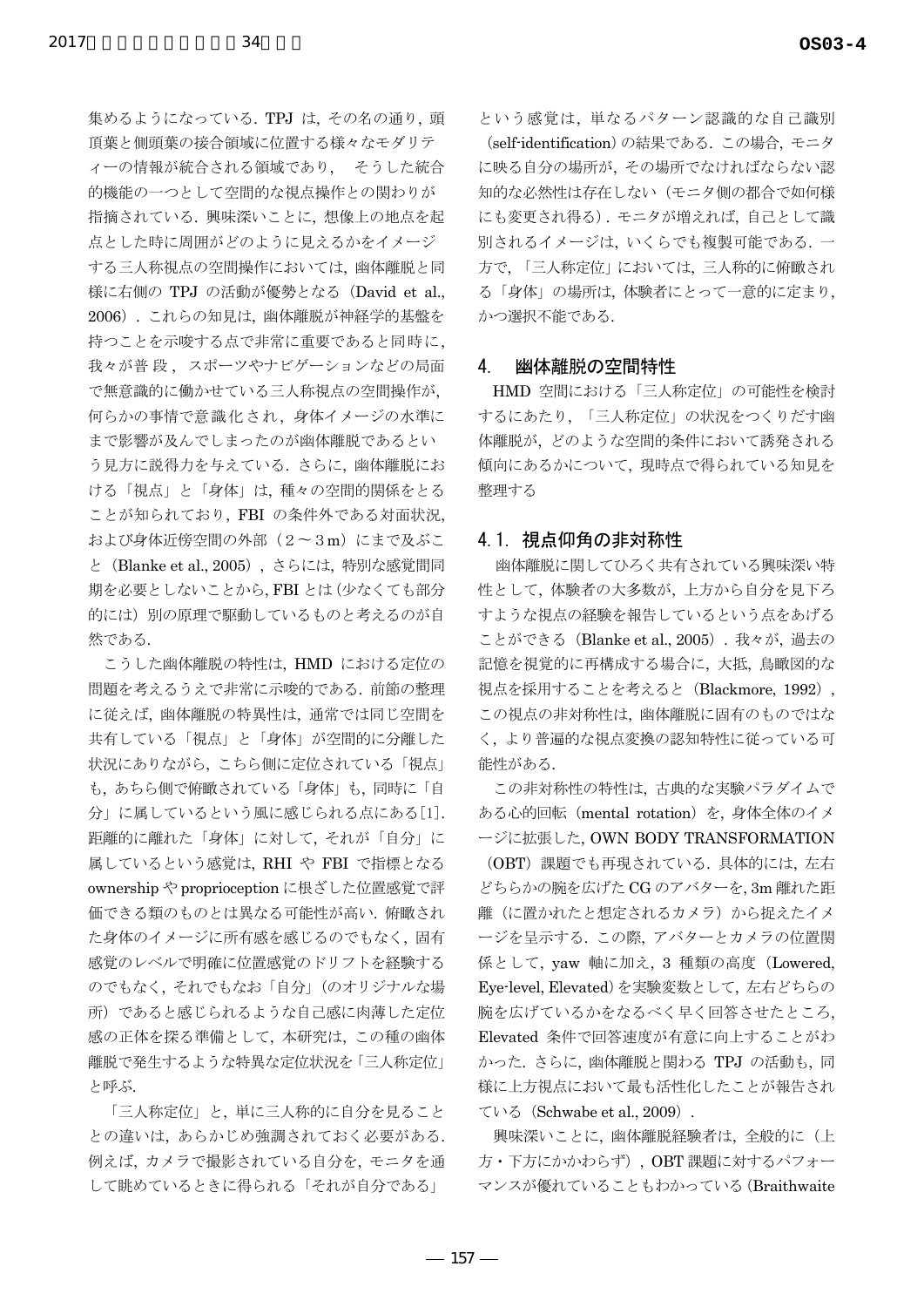集めるようになっている．TPJ は，その名の通り，頭頂葉と側頭葉の接合領域に位置する様々なモダリティーの情報が統合される領域であり， そうした統合的機能の一つとして空間的な視点操作との関わりが指摘されている．興味深いことに，想像上の地点を起点とした時に周囲がどのように見えるかをイメージする三人称視点の空間操作においては，幽体離脱と同様に右側の TPJ の活動が優勢となる（David et al., 2006）．これらの知見は，幽体離脱が神経学的基盤を持つことを示唆する点で非常に重要であると同時に，我々が普段，スポーツやナビゲーションなどの局面で無意識的に働かせている三人称視点の空間操作が，何らかの事情で意識化され，身体イメージの水準にまで影響が及んでしまったのが幽体離脱であるという見方に説得力を与えている．さらに，幽体離脱における「視点」と「身体」は，種々の空間的関係をとることが知られており，FBI の条件外である対面状況，および身体近傍空間の外部（2～3 m）にまで及ぶこと（Blanke et al., 2005），さらには，特別な感覚間同期を必要としないことから，FBI とは（少なくても部分的には）別の原理で駆動しているものと考えるのが自然である．

こうした幽体離脱の特性は，HMD における定位の問題を考えるうえで非常に示唆的である．前節の整理に従えば，幽体離脱の特異性は，通常では同じ空間を共有している「視点」と「身体」が空間的に分離した状況にありながら，こちら側に定位されている「視点」も，あちら側で俯瞰されている「身体」も，同時に「自分」に属しているという風に感じられる点にある[1]．距離的に離れた「身体」に対して，それが「自分」に属しているという感覚は，RHI や FBI で指標となる ownership や proprioception に根ざした位置感覚で評価できる類のものとは異なる可能性が高い．俯瞰された身体のイメージに所有感を感じるのでもなく，固有感覚のレベルで明確に位置感覚のドリフトを経験するのでもなく，それでもなお「自分」（のオリジナルな場所）であると感じられるような自己感に肉薄した定位感の正体を探る準備として，本研究は，この種の幽体離脱で発生するような特異な定位状況を「三人称定位」と呼ぶ．

「三人称定位」と，単に三人称的に自分を見ることとの違いは，あらかじめ強調されておく必要がある．例えば，カメラで撮影されている自分を，モニタを通して眺めているときに得られる「それが自分である」という感覚は，単なるパターン認識的な自己識別（self-identification）の結果である．この場合，モニタに映る自分の場所が，その場所でなければならない認知的な必然性は存在しない（モニタ側の都合で如何様にも変更され得る）．モニタが増えれば，自己として識別されるイメージは，いくらでも複製可能である．一方で，「三人称定位」においては，三人称的に俯瞰される「身体」の場所は，体験者にとって一意的に定まり，かつ選択不能である．

## 4. 幽体離脱の空間特性

HMD 空間における「三人称定位」の可能性を検討するにあたり，「三人称定位」の状況をつくりだす幽体離脱が，どのような空間的条件において誘発される傾向にあるかについて，現時点で得られている知見を整理する

### 4.1. 視点仰角の非対称性

幽体離脱に関してひろく共有されている興味深い特性として，体験者の大多数が，上方から自分を見下ろすような視点の経験を報告しているという点をあげることができる（Blanke et al., 2005）．我々が，過去の記憶を視覚的に再構成する場合に，大抵，鳥瞰図的な視点を採用することを考えると（Blackmore, 1992），この視点の非対称性は，幽体離脱に固有のものではなく，より普遍的な視点変換の認知特性に従っている可能性がある．

この非対称性の特性は，古典的な実験パラダイムである心的回転（mental rotation）を，身体全体のイメージに拡張した，OWN BODY TRANSFORMATION（OBT）課題でも再現されている．具体的には，左右どちらかの腕を広げた CG のアバターを，3m 離れた距離（に置かれたと想定されるカメラ）から捉えたイメージを呈示する．この際，アバターとカメラの位置関係として，yaw 軸に加え，3 種類の高度（Lowered, Eye-level, Elevated）を実験変数として，左右どちらの腕を広げているかをなるべく早く回答させたところ，Elevated 条件で回答速度が有意に向上することがわかった．さらに，幽体離脱と関わる TPJ の活動も，同様に上方視点において最も活性化したことが報告されている（Schwabe et al., 2009）．

興味深いことに，幽体離脱経験者は，全般的に（上方・下方にかかわらず），OBT 課題に対するパフォーマンスが優れていることもわかっている（Braithwaite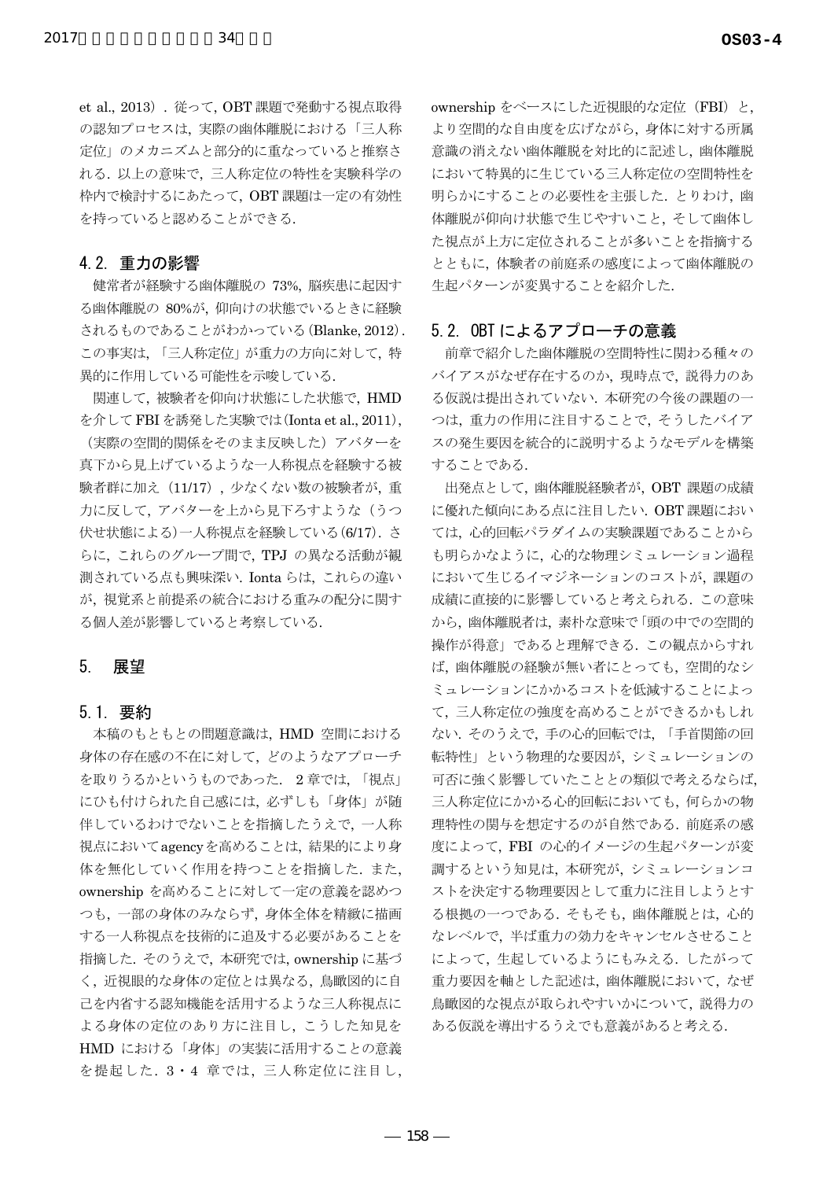et al., 2013）．従って，OBT 課題で発動する視点取得の認知プロセスは，実際の幽体離脱における「三人称定位」のメカニズムと部分的に重なっていると推察される．以上の意味で，三人称定位の特性を実験科学の枠内で検討するにあたって，OBT 課題は一定の有効性を持っていると認めることができる．

## 4.2. 重力の影響

健常者が経験する幽体離脱の 73%，脳疾患に起因する幽体離脱の 80%が，仰向けの状態でいるときに経験されるものであることがわかっている（Blanke, 2012）．この事実は，「三人称定位」が重力の方向に対して，特異的に作用している可能性を示唆している．

関連して，被験者を仰向け状態にした状態で，HMD を介して FBI を誘発した実験では（Ionta et al., 2011），（実際の空間的関係をそのまま反映した）アバターを真下から見上げているような一人称視点を経験する被験者群に加え（11/17），少なくない数の被験者が，重力に反して，アバターを上から見下ろすような（うつ伏せ状態による）一人称視点を経験している（6/17）．さらに，これらのグループ間で，TPJ の異なる活動が観測されている点も興味深い．Ionta らは，これらの違いが，視覚系と前提系の統合における重みの配分に関する個人差が影響していると考察している．

# 5. 展望

## 5.1. 要約

本稿のもともとの問題意識は，HMD 空間における身体の存在感の不在に対して，どのようなアプローチを取りうるかというものであった．2 章では，「視点」にひも付けられた自己感には，必ずしも「身体」が随伴しているわけでないことを指摘したうえで，一人称視点において agency を高めることは，結果的により身体を無化していく作用を持つことを指摘した．また，ownership を高めることに対して一定の意義を認めつつも，一部の身体のみならず，身体全体を精緻に描画する一人称視点を技術的に追及する必要があることを指摘した．そのうえで，本研究では，ownership に基づく，近視眼的な身体の定位とは異なる，鳥瞰図的に自己を内省する認知機能を活用するような三人称視点による身体の定位のあり方に注目し，こうした知見を HMD における「身体」の実装に活用することの意義を提起した．3・4 章では，三人称定位に注目し，ownership をベースにした近視眼的な定位（FBI）と，より空間的な自由度を広げながら，身体に対する所属意識の消えない幽体離脱を対比的に記述し，幽体離脱において特異的に生じている三人称定位の空間特性を明らかにすることの必要性を主張した．とりわけ，幽体離脱が仰向け状態で生じやすいこと，そして幽体した視点が上方に定位されることが多いことを指摘するとともに，体験者の前庭系の感度によって幽体離脱の生起パターンが変異することを紹介した．

## 5.2. OBT によるアプローチの意義

前章で紹介した幽体離脱の空間特性に関わる種々のバイアスがなぜ存在するのか，現時点で，説得力のある仮説は提出されていない．本研究の今後の課題の一つは，重力の作用に注目することで，そうしたバイアスの発生要因を統合的に説明するようなモデルを構築することである．

出発点として，幽体離脱経験者が，OBT 課題の成績に優れた傾向にある点に注目したい．OBT 課題においては，心的回転パラダイムの実験課題であることからも明らかなように，心的な物理シミュレーション過程において生じるイマジネーションのコストが，課題の成績に直接的に影響していると考えられる．この意味から，幽体離脱者は，素朴な意味で「頭の中での空間的操作が得意」であると理解できる．この観点からすれば，幽体離脱の経験が無い者にとっても，空間的なシミュレーションにかかるコストを低減することによって，三人称定位の強度を高めることができるかもしれない．そのうえで，手の心的回転では，「手首関節の回転特性」という物理的な要因が，シミュレーションの可否に強く影響していたこととの類似で考えるならば，三人称定位にかかる心的回転においても，何らかの物理特性の関与を想定するのが自然である．前庭系の感度によって，FBI の心的イメージの生起パターンが変調するという知見は，本研究が，シミュレーションコストを決定する物理要因として重力に注目しようとする根拠の一つである．そもそも，幽体離脱とは，心的なレベルで，半ば重力の効力をキャンセルさせることによって，生起しているようにもみえる．したがって重力要因を軸とした記述は，幽体離脱において，なぜ鳥瞰図的な視点が取られやすいかについて，説得力のある仮説を導出するうえでも意義があると考える．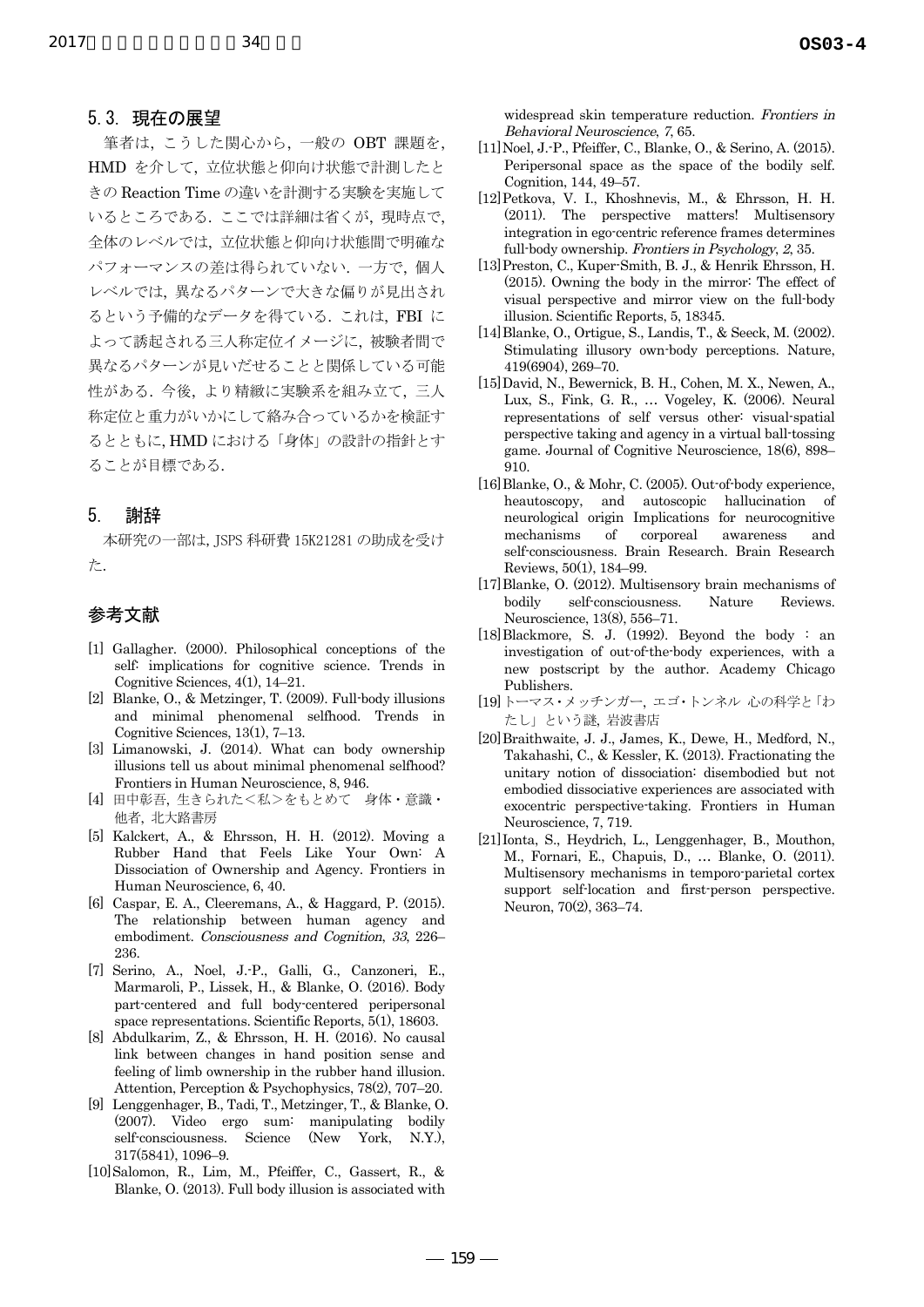## 5.3. 現在の展望

筆者は，こうした関心から，一般の OBT 課題を，HMD を介して，立位状態と仰向け状態で計測したときの Reaction Time の違いを計測する実験を実施しているところである．ここでは詳細は省くが，現時点で，全体のレベルでは，立位状態と仰向け状態間で明確なパフォーマンスの差は得られていない．一方で，個人レベルでは，異なるパターンで大きな偏りが見出されるという予備的なデータを得ている．これは，FBI によって誘起される三人称定位イメージに，被験者間で異なるパターンが見いだせることと関係している可能性がある．今後，より精緻に実験系を組み立て，三人称定位と重力がいかにして絡み合っているかを検証するとともに，HMD における「身体」の設計の指針とすることが目標である．

## 5. 謝辞

本研究の一部は，JSPS 科研費 15K21281 の助成を受けた．

## 参考文献

[1] Gallagher. (2000). Philosophical conceptions of the self: implications for cognitive science. Trends in Cognitive Sciences, 4(1), 14–21.

[2] Blanke, O., & Metzinger, T. (2009). Full-body illusions and minimal phenomenal selfhood. Trends in Cognitive Sciences, 13(1), 7–13.

[3] Limanowski, J. (2014). What can body ownership illusions tell us about minimal phenomenal selfhood? Frontiers in Human Neuroscience, 8, 946.

[4] 田中彰吾, 生きられた＜私＞をもとめて　身体・意識・他者, 北大路書房

[5] Kalckert, A., & Ehrsson, H. H. (2012). Moving a Rubber Hand that Feels Like Your Own: A Dissociation of Ownership and Agency. Frontiers in Human Neuroscience, 6, 40.

[6] Caspar, E. A., Cleeremans, A., & Haggard, P. (2015). The relationship between human agency and embodiment. *Consciousness and Cognition*, *33*, 226–236.

[7] Serino, A., Noel, J.-P., Galli, G., Canzoneri, E., Marmaroli, P., Lissek, H., & Blanke, O. (2016). Body part-centered and full body-centered peripersonal space representations. Scientific Reports, 5(1), 18603.

[8] Abdulkarim, Z., & Ehrsson, H. H. (2016). No causal link between changes in hand position sense and feeling of limb ownership in the rubber hand illusion. Attention, Perception & Psychophysics, 78(2), 707–20.

[9] Lenggenhager, B., Tadi, T., Metzinger, T., & Blanke, O. (2007). Video ergo sum: manipulating bodily self-consciousness. Science (New York, N.Y.), 317(5841), 1096–9.

[10] Salomon, R., Lim, M., Pfeiffer, C., Gassert, R., & Blanke, O. (2013). Full body illusion is associated with widespread skin temperature reduction. *Frontiers in Behavioral Neuroscience*, *7*, 65.

[11] Noel, J.-P., Pfeiffer, C., Blanke, O., & Serino, A. (2015). Peripersonal space as the space of the bodily self. Cognition, 144, 49–57.

[12] Petkova, V. I., Khoshnevis, M., & Ehrsson, H. H. (2011). The perspective matters! Multisensory integration in ego-centric reference frames determines full-body ownership. *Frontiers in Psychology*, *2*, 35.

[13] Preston, C., Kuper-Smith, B. J., & Henrik Ehrsson, H. (2015). Owning the body in the mirror: The effect of visual perspective and mirror view on the full-body illusion. Scientific Reports, 5, 18345.

[14] Blanke, O., Ortigue, S., Landis, T., & Seeck, M. (2002). Stimulating illusory own-body perceptions. Nature, 419(6904), 269–70.

[15] David, N., Bewernick, B. H., Cohen, M. X., Newen, A., Lux, S., Fink, G. R., … Vogeley, K. (2006). Neural representations of self versus other: visual-spatial perspective taking and agency in a virtual ball-tossing game. Journal of Cognitive Neuroscience, 18(6), 898–910.

[16] Blanke, O., & Mohr, C. (2005). Out-of-body experience, heautoscopy, and autoscopic hallucination of neurological origin Implications for neurocognitive mechanisms of corporeal awareness and self-consciousness. Brain Research. Brain Research Reviews, 50(1), 184–99.

[17] Blanke, O. (2012). Multisensory brain mechanisms of bodily self-consciousness. Nature Reviews. Neuroscience, 13(8), 556–71.

[18] Blackmore, S. J. (1992). Beyond the body : an investigation of out-of-the-body experiences, with a new postscript by the author. Academy Chicago Publishers.

[19] トーマス・メッチンガー, エゴ・トンネル 心の科学と「わたし」という謎, 岩波書店

[20] Braithwaite, J. J., James, K., Dewe, H., Medford, N., Takahashi, C., & Kessler, K. (2013). Fractionating the unitary notion of dissociation: disembodied but not embodied dissociative experiences are associated with exocentric perspective-taking. Frontiers in Human Neuroscience, 7, 719.

[21] Ionta, S., Heydrich, L., Lenggenhager, B., Mouthon, M., Fornari, E., Chapuis, D., … Blanke, O. (2011). Multisensory mechanisms in temporo-parietal cortex support self-location and first-person perspective. Neuron, 70(2), 363–74.